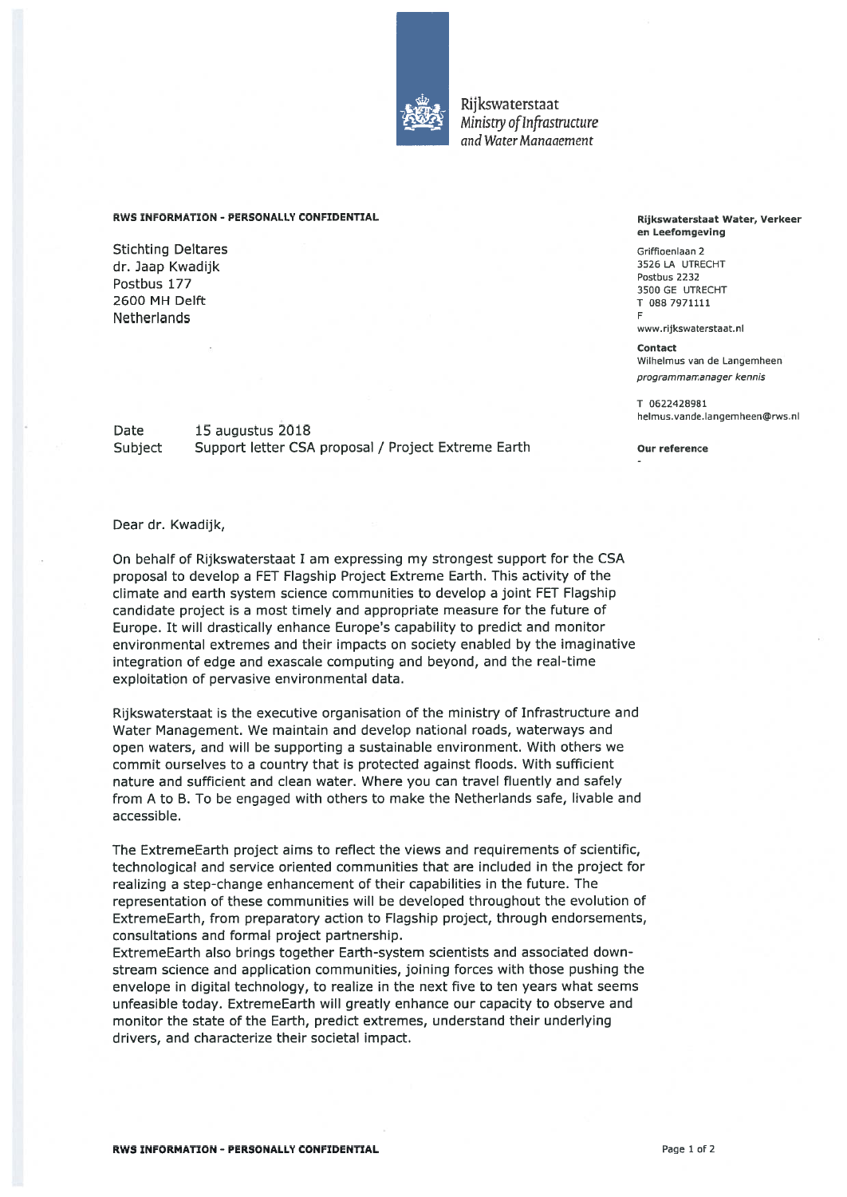Rijkswaterstaat
*Ministry of Infrastructure and Water Management*

**RWS INFORMATION - PERSONALLY CONFIDENTIAL**

Stichting Deltares
dr. Jaap Kwadijk
Postbus 177
2600 MH Delft
Netherlands

**Rijkswaterstaat Water, Verkeer en Leefomgeving**

Griffioenlaan 2
3526 LA UTRECHT
Postbus 2232
3500 GE UTRECHT
T 088 7971111
F
www.rijkswaterstaat.nl

**Contact**
Wilhelmus van de Langemheen
*programmamanager kennis*

T 0622428981
helmus.vande.langemheen@rws.nl

**Our reference**
-

Date 15 augustus 2018
Subject Support letter CSA proposal / Project Extreme Earth

Dear dr. Kwadijk,

On behalf of Rijkswaterstaat I am expressing my strongest support for the CSA proposal to develop a FET Flagship Project Extreme Earth. This activity of the climate and earth system science communities to develop a joint FET Flagship candidate project is a most timely and appropriate measure for the future of Europe. It will drastically enhance Europe's capability to predict and monitor environmental extremes and their impacts on society enabled by the imaginative integration of edge and exascale computing and beyond, and the real-time exploitation of pervasive environmental data.

Rijkswaterstaat is the executive organisation of the ministry of Infrastructure and Water Management. We maintain and develop national roads, waterways and open waters, and will be supporting a sustainable environment. With others we commit ourselves to a country that is protected against floods. With sufficient nature and sufficient and clean water. Where you can travel fluently and safely from A to B. To be engaged with others to make the Netherlands safe, livable and accessible.

The ExtremeEarth project aims to reflect the views and requirements of scientific, technological and service oriented communities that are included in the project for realizing a step-change enhancement of their capabilities in the future. The representation of these communities will be developed throughout the evolution of ExtremeEarth, from preparatory action to Flagship project, through endorsements, consultations and formal project partnership.
ExtremeEarth also brings together Earth-system scientists and associated down-stream science and application communities, joining forces with those pushing the envelope in digital technology, to realize in the next five to ten years what seems unfeasible today. ExtremeEarth will greatly enhance our capacity to observe and monitor the state of the Earth, predict extremes, understand their underlying drivers, and characterize their societal impact.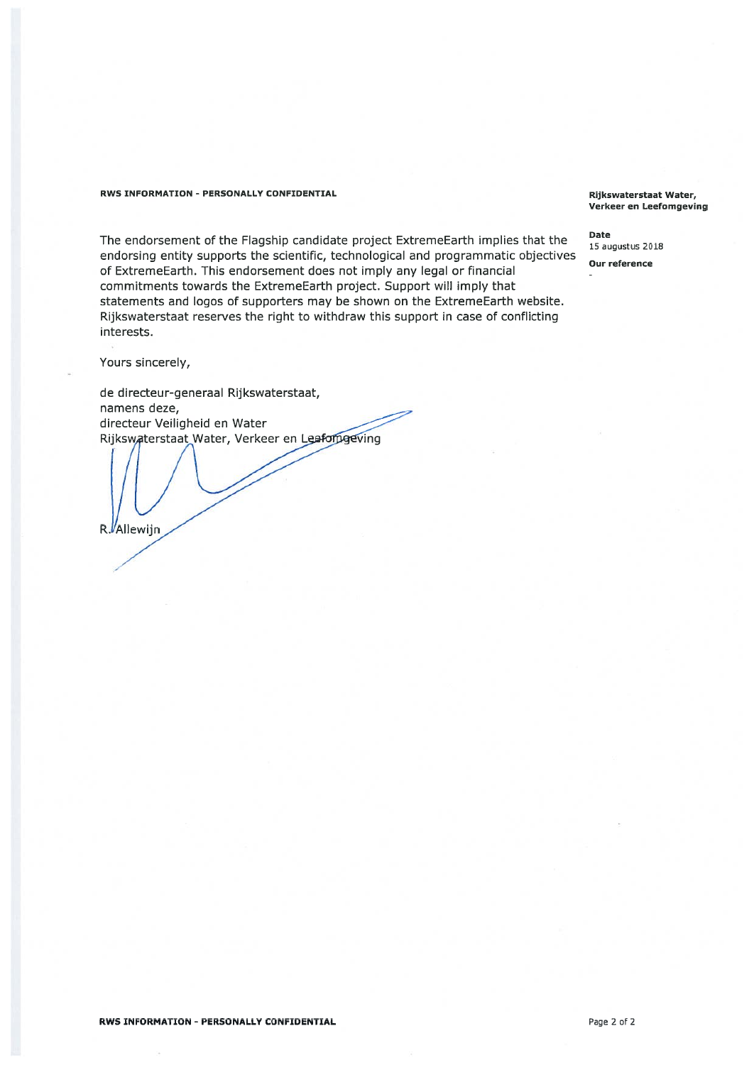Rijkswaterstaat Water, Verkeer en Leefomgeving

**Date**
15 augustus 2018

**Our reference**
-

The endorsement of the Flagship candidate project ExtremeEarth implies that the endorsing entity supports the scientific, technological and programmatic objectives of ExtremeEarth. This endorsement does not imply any legal or financial commitments towards the ExtremeEarth project. Support will imply that statements and logos of supporters may be shown on the ExtremeEarth website. Rijkswaterstaat reserves the right to withdraw this support in case of conflicting interests.

Yours sincerely,

de directeur-generaal Rijkswaterstaat,
namens deze,
directeur Veiligheid en Water
Rijkswaterstaat Water, Verkeer en Leefomgeving

R. Allewijn